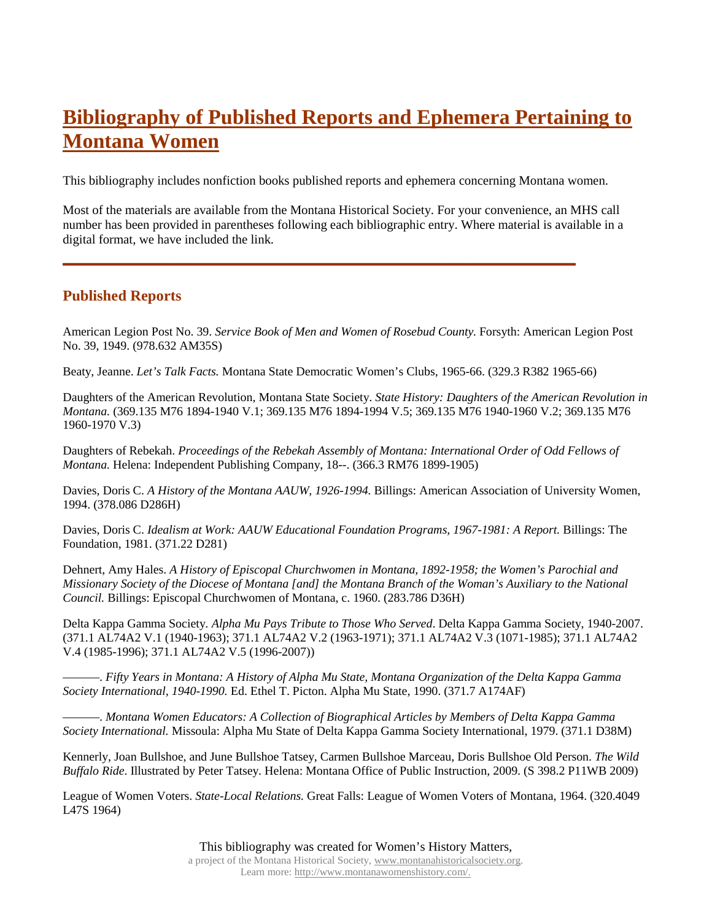# [Bibliography of Published Reports and Ephemera Pertaining to Montana Women]

This bibliography includes nonfiction books published reports and ephemera concerning Montana women.

Most of the materials are available from the Montana Historical Society. For your convenience, an MHS call number has been provided in parentheses following each bibliographic entry. Where material is available in a digital format, we have included the link.

---

## Published Reports

American Legion Post No. 39. *Service Book of Men and Women of Rosebud County.* Forsyth: American Legion Post No. 39, 1949. (978.632 AM35S)

Beaty, Jeanne. *Let's Talk Facts.* Montana State Democratic Women's Clubs, 1965-66. (329.3 R382 1965-66)

Daughters of the American Revolution, Montana State Society. *State History: Daughters of the American Revolution in Montana.* (369.135 M76 1894-1940 V.1; 369.135 M76 1894-1994 V.5; 369.135 M76 1940-1960 V.2; 369.135 M76 1960-1970 V.3)

Daughters of Rebekah. *Proceedings of the Rebekah Assembly of Montana: International Order of Odd Fellows of Montana.* Helena: Independent Publishing Company, 18--. (366.3 RM76 1899-1905)

Davies, Doris C. *A History of the Montana AAUW, 1926-1994.* Billings: American Association of University Women, 1994. (378.086 D286H)

Davies, Doris C. *Idealism at Work: AAUW Educational Foundation Programs, 1967-1981: A Report.* Billings: The Foundation, 1981. (371.22 D281)

Dehnert, Amy Hales. *A History of Episcopal Churchwomen in Montana, 1892-1958; the Women's Parochial and Missionary Society of the Diocese of Montana [and] the Montana Branch of the Woman's Auxiliary to the National Council.* Billings: Episcopal Churchwomen of Montana, c. 1960. (283.786 D36H)

Delta Kappa Gamma Society. *Alpha Mu Pays Tribute to Those Who Served*. Delta Kappa Gamma Society, 1940-2007. (371.1 AL74A2 V.1 (1940-1963); 371.1 AL74A2 V.2 (1963-1971); 371.1 AL74A2 V.3 (1071-1985); 371.1 AL74A2 V.4 (1985-1996); 371.1 AL74A2 V.5 (1996-2007))

———. *Fifty Years in Montana: A History of Alpha Mu State, Montana Organization of the Delta Kappa Gamma Society International, 1940-1990.* Ed. Ethel T. Picton. Alpha Mu State, 1990. (371.7 A174AF)

———. *Montana Women Educators: A Collection of Biographical Articles by Members of Delta Kappa Gamma Society International.* Missoula: Alpha Mu State of Delta Kappa Gamma Society International, 1979. (371.1 D38M)

Kennerly, Joan Bullshoe, and June Bullshoe Tatsey, Carmen Bullshoe Marceau, Doris Bullshoe Old Person. *The Wild Buffalo Ride*. Illustrated by Peter Tatsey. Helena: Montana Office of Public Instruction, 2009. (S 398.2 P11WB 2009)

League of Women Voters. *State-Local Relations.* Great Falls: League of Women Voters of Montana, 1964. (320.4049 L47S 1964)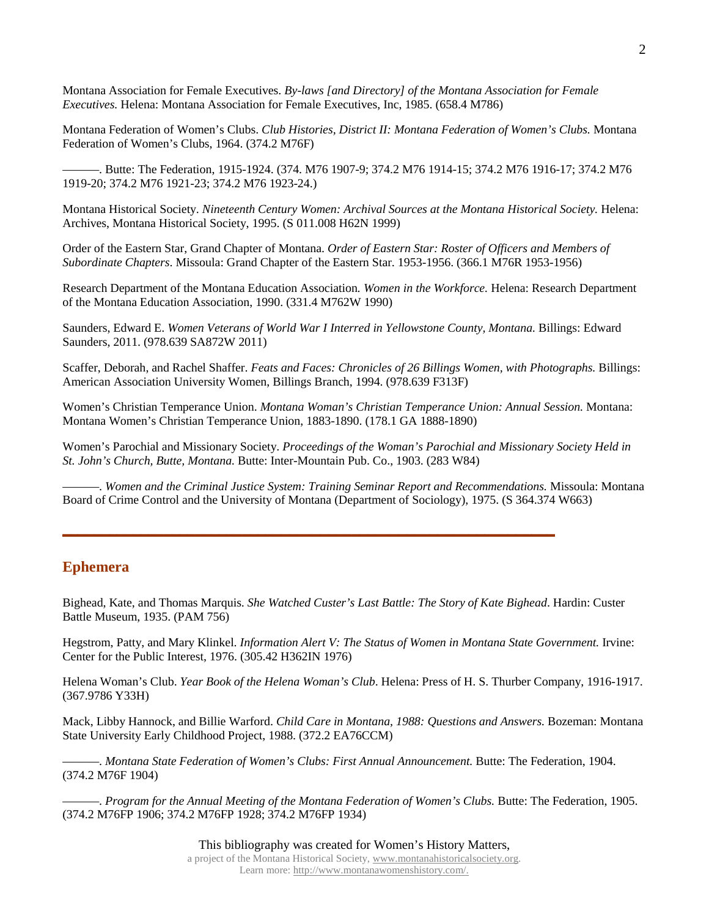Montana Association for Female Executives. *By-laws [and Directory] of the Montana Association for Female Executives.* Helena: Montana Association for Female Executives, Inc, 1985. (658.4 M786)

Montana Federation of Women's Clubs. *Club Histories, District II: Montana Federation of Women's Clubs.* Montana Federation of Women's Clubs, 1964. (374.2 M76F)

———. Butte: The Federation, 1915-1924. (374. M76 1907-9; 374.2 M76 1914-15; 374.2 M76 1916-17; 374.2 M76 1919-20; 374.2 M76 1921-23; 374.2 M76 1923-24.)

Montana Historical Society. *Nineteenth Century Women: Archival Sources at the Montana Historical Society.* Helena: Archives, Montana Historical Society, 1995. (S 011.008 H62N 1999)

Order of the Eastern Star, Grand Chapter of Montana. *Order of Eastern Star: Roster of Officers and Members of Subordinate Chapters*. Missoula: Grand Chapter of the Eastern Star. 1953-1956. (366.1 M76R 1953-1956)

Research Department of the Montana Education Association*. Women in the Workforce.* Helena: Research Department of the Montana Education Association, 1990. (331.4 M762W 1990)

Saunders, Edward E. *Women Veterans of World War I Interred in Yellowstone County, Montana.* Billings: Edward Saunders, 2011. (978.639 SA872W 2011)

Scaffer, Deborah, and Rachel Shaffer. *Feats and Faces: Chronicles of 26 Billings Women, with Photographs.* Billings: American Association University Women, Billings Branch, 1994. (978.639 F313F)

Women's Christian Temperance Union. *Montana Woman's Christian Temperance Union: Annual Session.* Montana: Montana Women's Christian Temperance Union, 1883-1890. (178.1 GA 1888-1890)

Women's Parochial and Missionary Society. *Proceedings of the Woman's Parochial and Missionary Society Held in St. John's Church, Butte, Montana.* Butte: Inter-Mountain Pub. Co., 1903. (283 W84)

———. *Women and the Criminal Justice System: Training Seminar Report and Recommendations.* Missoula: Montana Board of Crime Control and the University of Montana (Department of Sociology), 1975. (S 364.374 W663)

## Ephemera

Bighead, Kate, and Thomas Marquis. *She Watched Custer's Last Battle: The Story of Kate Bighead*. Hardin: Custer Battle Museum, 1935. (PAM 756)

Hegstrom, Patty, and Mary Klinkel. *Information Alert V: The Status of Women in Montana State Government.* Irvine: Center for the Public Interest, 1976. (305.42 H362IN 1976)

Helena Woman's Club. *Year Book of the Helena Woman's Club*. Helena: Press of H. S. Thurber Company, 1916-1917. (367.9786 Y33H)

Mack, Libby Hannock, and Billie Warford. *Child Care in Montana, 1988: Questions and Answers.* Bozeman: Montana State University Early Childhood Project, 1988. (372.2 EA76CCM)

———. *Montana State Federation of Women's Clubs: First Annual Announcement.* Butte: The Federation, 1904. (374.2 M76F 1904)

———. *Program for the Annual Meeting of the Montana Federation of Women's Clubs.* Butte: The Federation, 1905. (374.2 M76FP 1906; 374.2 M76FP 1928; 374.2 M76FP 1934)

This bibliography was created for Women's History Matters, a project of the Montana Historical Society, www.montanahistoricalsociety.org. Learn more: http://www.montanawomenshistory.com/.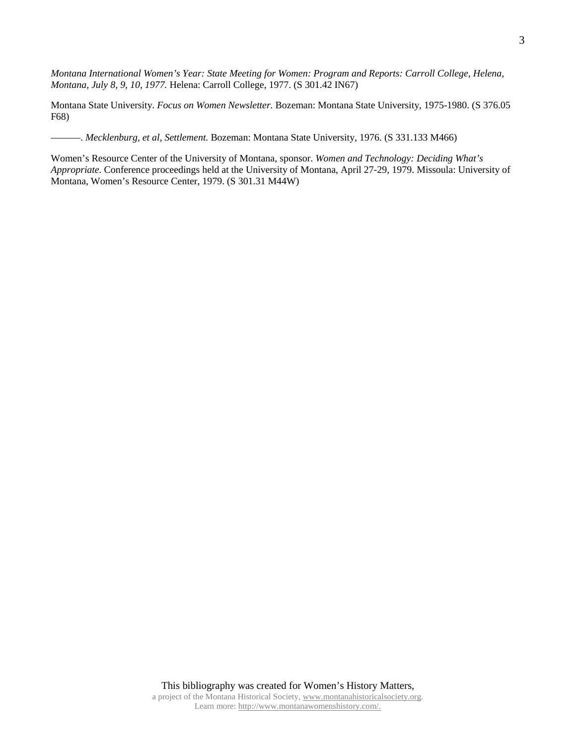*Montana International Women's Year: State Meeting for Women: Program and Reports: Carroll College, Helena, Montana, July 8, 9, 10, 1977.* Helena: Carroll College, 1977. (S 301.42 IN67)

Montana State University. *Focus on Women Newsletter.* Bozeman: Montana State University, 1975-1980. (S 376.05 F68)

———. *Mecklenburg, et al, Settlement.* Bozeman: Montana State University, 1976. (S 331.133 M466)

Women's Resource Center of the University of Montana, sponsor. *Women and Technology: Deciding What's Appropriate.* Conference proceedings held at the University of Montana, April 27-29, 1979. Missoula: University of Montana, Women's Resource Center, 1979. (S 301.31 M44W)

This bibliography was created for Women's History Matters,
a project of the Montana Historical Society, www.montanahistoricalsociety.org.
Learn more: http://www.montanawomenshistory.com/.